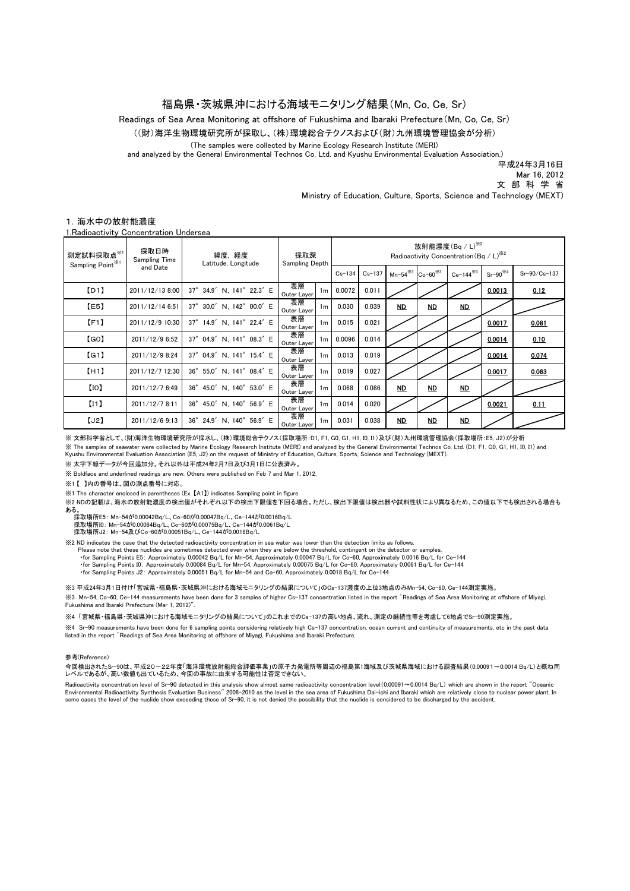# 福島県・茨城県沖における海域モニタリング結果（Mn, Co, Ce, Sr）

Readings of Sea Area Monitoring at offshore of Fukushima and Ibaraki Prefecture（Mn, Co, Ce, Sr）

（(財)海洋生物環境研究所が採取し、(株)環境総合テクノスおよび(財)九州環境管理協会が分析）

(The samples were collected by Marine Ecology Research Institute (MERI)
and analyzed by the General Environmental Technos Co. Ltd. and Kyushu Environmental Evaluation Association.)

平成24年3月16日
Mar 16, 2012
文部科学省
Ministry of Education, Culture, Sports, Science and Technology (MEXT)

## 1. 海水中の放射能濃度

1.Radioactivity Concentration Undersea

| 測定試料採取点※1 Sampling Point※1 | 採取日時 Sampling Time and Date | 緯度，経度 Latitude, Longitude | 採取深 Sampling Depth | | 放射能濃度（Bq／L）※2 Radioactivity Concentration（Bq／L）※2 | | | | | | |
|---|---|---|---|---|---|---|---|---|---|---|---|
| | | | | | Cs-134 | Cs-137 | Mn-54※3 | Co-60※3 | Ce-144※3 | Sr-90※4 | Sr-90/Cs-137 |
| 【D1】 | 2011/12/13 8:00 | 37° 34.9′ N, 141° 22.3′ E | 表層 Outer Layer | 1m | 0.0072 | 0.011 | | | | **0.0013** | **0.12** |
| 【E5】 | 2011/12/14 6:51 | 37° 30.0′ N, 142° 00.0′ E | 表層 Outer Layer | 1m | 0.030 | 0.039 | **ND** | **ND** | **ND** | | |
| 【F1】 | 2011/12/9 10:30 | 37° 14.9′ N, 141° 22.4′ E | 表層 Outer Layer | 1m | 0.015 | 0.021 | | | | **0.0017** | **0.081** |
| 【G0】 | 2011/12/9 6:52 | 37° 04.9′ N, 141° 08.3′ E | 表層 Outer Layer | 1m | 0.0096 | 0.014 | | | | **0.0014** | **0.10** |
| 【G1】 | 2011/12/9 8:24 | 37° 04.9′ N, 141° 15.4′ E | 表層 Outer Layer | 1m | 0.013 | 0.019 | | | | **0.0014** | **0.074** |
| 【H1】 | 2011/12/7 12:30 | 36° 55.0′ N, 141° 08.4′ E | 表層 Outer Layer | 1m | 0.019 | 0.027 | | | | **0.0017** | **0.063** |
| 【I0】 | 2011/12/7 6:49 | 36° 45.0′ N, 140° 53.0′ E | 表層 Outer Layer | 1m | 0.068 | 0.086 | **ND** | **ND** | **ND** | | |
| 【I1】 | 2011/12/7 8:11 | 36° 45.0′ N, 140° 56.9′ E | 表層 Outer Layer | 1m | 0.014 | 0.020 | | | | **0.0021** | **0.11** |
| 【J2】 | 2011/12/6 9:13 | 36° 24.9′ N, 140° 56.9′ E | 表層 Outer Layer | 1m | 0.031 | 0.038 | **ND** | **ND** | **ND** | | |

※ 文部科学省として、(財)海洋生物環境研究所が採水し、(株)環境総合テクノス（採取場所：D1, F1, G0, G1, H1, I0, I1）及び(財)九州環境管理協会（採取場所：E5, J2）が分析

※ The samples of seawater were collected by Marine Ecology Research Institute (MERI) and analyzed by the General Environmental Technos Co. Ltd. (D1, F1, G0, G1, H1, I0, I1) and Kyushu Environmental Evaluation Association (E5, J2) on the request of Ministry of Education, Culture, Sports, Science and Technology (MEXT).

※ 太字下線データが今回追加分。それ以外は平成24年2月7日及び3月1日に公表済み。

※ Boldface and underlined readings are new. Others were published on Feb 7 and Mar 1, 2012.

※1【 】内の番号は、図の測点番号に対応。

※1 The character enclosed in parentheses (Ex.【A1】) indicates Sampling point in figure.

※2 NDの記載は、海水の放射能濃度の検出値がそれぞれ以下の検出下限値を下回る場合。ただし、検出下限値は検出器や試料性状により異なるため、この値以下でも検出される場合もある。
採取場所E5：Mn-54が0.00042Bq/L、Co-60が0.00047Bq/L、Ce-144が0.0016Bq/L
採取場所I0：Mn-54が0.00084Bq/L、Co-60が0.00075Bq/L、Ce-144が0.0061Bq/L
採取場所J2：Mn-54及びCo-60が0.00051Bq/L、Ce-144が0.0018Bq/L

※2 ND indicates the case that the detected radioactivity concentration in sea water was lower than the detection limits as follows.
Please note that these nuclides are sometimes detected even when they are below the threshold, contingent on the detector or samples.
・for Sampling Points E5：Approximately 0.00042 Bq/L for Mn-54, Approximately 0.00047 Bq/L for Co-60, Approximately 0.0016 Bq/L for Ce-144
・for Sampling Points I0：Approximately 0.00084 Bq/L for Mn-54, Approximately 0.00075 Bq/L for Co-60, Approximately 0.0061 Bq/L for Ce-144
・for Sampling Points J2：Approximately 0.00051 Bq/L for Mn-54 and Co-60, Approximately 0.0018 Bq/L for Ce-144

※3 平成24年3月1日付け「宮城県・福島県・茨城県沖における海域モニタリングの結果について」のCs-137濃度の上位3地点のみMn-54, Co-60, Ce-144測定実施。

※3 Mn-54, Co-60, Ce-144 measurements have been done for 3 samples of higher Cs-137 concentration listed in the report "Readings of Sea Area Monitoring at offshore of Miyagi, Fukushima and Ibaraki Prefecture (Mar 1, 2012)".

※4 「宮城県・福島県・茨城県沖における海域モニタリングの結果について」のこれまでのCs-137の高い地点、流れ、測定の継続性等を考慮して6地点でSr-90測定実施。

※4 Sr-90 measurements have been done for 6 sampling points considering relatively high Cs-137 concentration, ocean current and continuity of measurements, etc in the past data listed in the report "Readings of Sea Area Monitoring at offshore of Miyagi, Fukushima and Ibaraki Prefecture.

参考(Reference)

今回検出されたSr-90は、平成20－22年度「海洋環境放射能総合評価事業」の原子力発電所等周辺の福島第1海域及び茨城県海域における調査結果（0.00091～0.0014 Bq/L）と概ね同レベルであるが、高い数値も出ているため、今回の事故に由来する可能性は否定できない。

Radioactivity concentration level of Sr-90 detected in this analysis show almost same radioactivity concentration level (0.00091～0.0014 Bq/L) which are shown in the report "Oceanic Environmental Radioactivity Synthesis Evaluation Business" 2008-2010 as the level in the sea area of Fukushima Dai-ichi and Ibaraki which are relatively close to nuclear power plant. In some cases the level of the nuclide show exceeding those of Sr-90, it is not denied the possibility that the nuclide is considered to be discharged by the accident.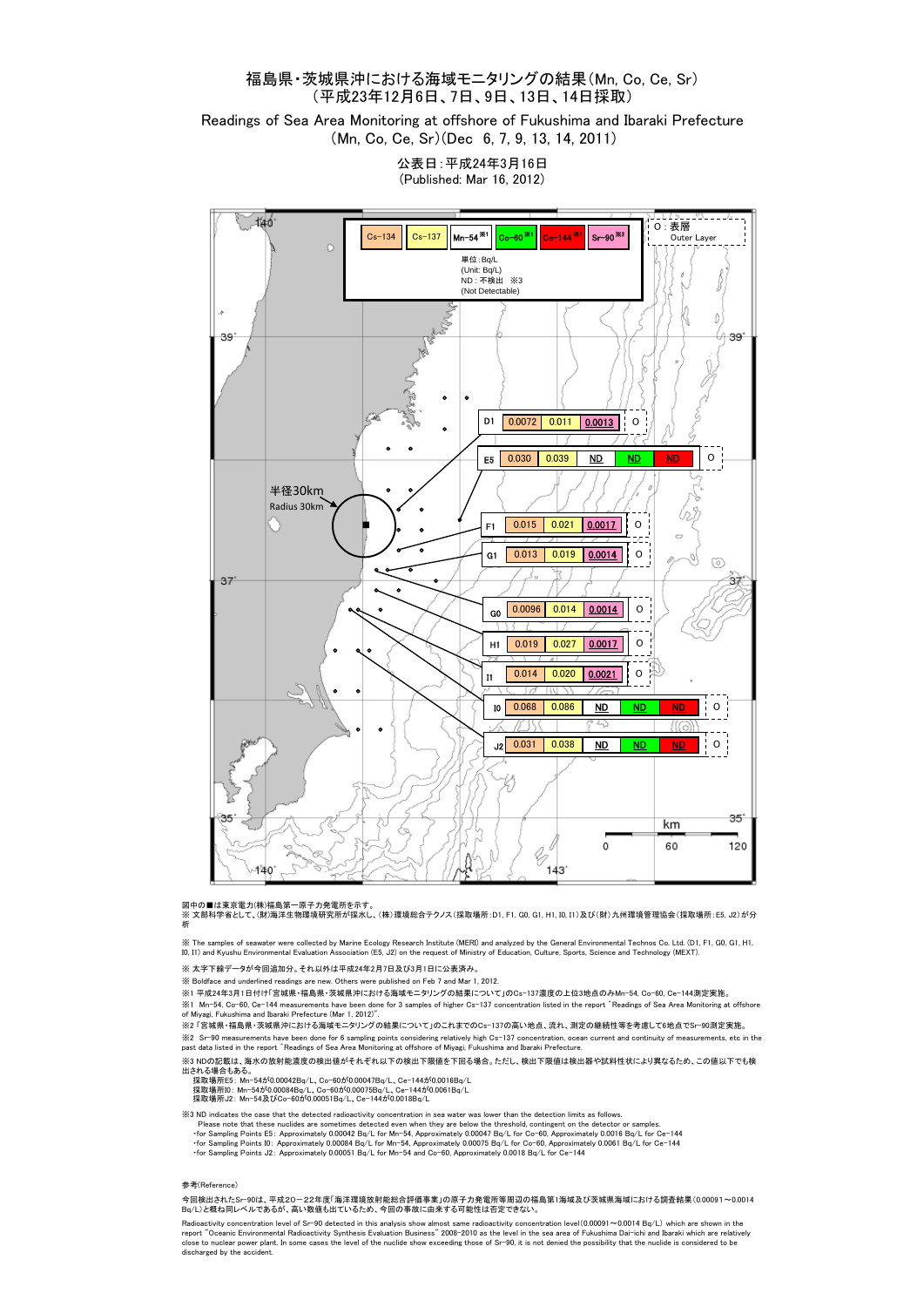# 福島県・茨城県沖における海域モニタリングの結果（Mn, Co, Ce, Sr）
## （平成23年12月6日、7日、9日、13日、14日採取）

## Readings of Sea Area Monitoring at offshore of Fukushima and Ibaraki Prefecture
## （Mn, Co, Ce, Sr）(Dec 6, 7, 9, 13, 14, 2011)

公表日：平成24年3月16日
(Published: Mar 16, 2012)

単位：Bq/L (Unit: Bq/L)
ND：不検出 ※3 (Not Detectable)
O：表層 Outer Layer

| 採取場所 | Cs-134 | Cs-137 | Mn-54 ※1 | Co-60 ※1 | Ce-144 ※1 | Sr-90 ※2 | 層 |
|---|---|---|---|---|---|---|---|
| D1 | 0.0072 | 0.011 | | | | **0.0013** | O |
| E5 | 0.030 | 0.039 | **ND** | **ND** | **ND** | | O |
| F1 | 0.015 | 0.021 | | | | **0.0017** | O |
| G1 | 0.013 | 0.019 | | | | **0.0014** | O |
| G0 | 0.0096 | 0.014 | | | | **0.0014** | O |
| H1 | 0.019 | 0.027 | | | | **0.0017** | O |
| I1 | 0.014 | 0.020 | | | | **0.0021** | O |
| I0 | 0.068 | 0.086 | **ND** | **ND** | **ND** | | O |
| J2 | 0.031 | 0.038 | **ND** | **ND** | **ND** | | O |

半径30km Radius 30km

図中の■は東京電力(株)福島第一原子力発電所を示す。

※ 文部科学省として、(財)海洋生物環境研究所が採水し、(株)環境総合テクノス（採取場所：D1, F1, G0, G1, H1, I0, I1）及び(財)九州環境管理協会（採取場所：E5, J2）が分析

※ The samples of seawater were collected by Marine Ecology Research Institute (MERI) and analyzed by the General Environmental Technos Co. Ltd. (D1, F1, G0, G1, H1, I0, I1) and Kyushu Environmental Evaluation Association (E5, J2) on the request of Ministry of Education, Culture, Sports, Science and Technology (MEXT).

※ 太字下線データが今回追加分。それ以外は平成24年2月7日及び3月1日に公表済み。

※ Boldface and underlined readings are new. Others were published on Feb 7 and Mar 1, 2012.

※1 平成24年3月1日付け「宮城県・福島県・茨城県沖における海域モニタリングの結果について」のCs-137濃度の上位3地点のみMn-54, Co-60, Ce-144測定実施。

※1 Mn-54, Co-60, Ce-144 measurements have been done for 3 samples of higher Cs-137 concentration listed in the report "Readings of Sea Area Monitoring at offshore of Miyagi, Fukushima and Ibaraki Prefecture (Mar 1, 2012)".

※2「宮城県・福島県・茨城県沖における海域モニタリングの結果について」のこれまでのCs-137の高い地点、流れ、測定の継続性等を考慮して6地点でSr-90測定実施。

※2 Sr-90 measurements have been done for 6 sampling points considering relatively high Cs-137 concentration, ocean current and continuity of measurements, etc in the past data listed in the report "Readings of Sea Area Monitoring at offshore of Miyagi, Fukushima and Ibaraki Prefecture.

※3 NDの記載は、海水の放射能濃度の検出値がそれぞれ以下の検出下限値を下回る場合。ただし、検出下限値は検出器や試料性状により異なるため、この値以下でも検出される場合もある。

採取場所E5：Mn-54が0.00042Bq/L、Co-60が0.00047Bq/L、Ce-144が0.0016Bq/L
採取場所I0：Mn-54が0.00084Bq/L、Co-60が0.00075Bq/L、Ce-144が0.0061Bq/L
採取場所J2：Mn-54及びCo-60が0.00051Bq/L、Ce-144が0.0018Bq/L

※3 ND indicates the case that the detected radioactivity concentration in sea water was lower than the detection limits as follows.
Please note that these nuclides are sometimes detected even when they are below the threshold, contingent on the detector or samples.
- for Sampling Points E5: Approximately 0.00042 Bq/L for Mn-54, Approximately 0.00047 Bq/L for Co-60, Approximately 0.0016 Bq/L for Ce-144
- for Sampling Points I0: Approximately 0.00084 Bq/L for Mn-54, Approximately 0.00075 Bq/L for Co-60, Approximately 0.0061 Bq/L for Ce-144
- for Sampling Points J2: Approximately 0.00051 Bq/L for Mn-54 and Co-60, Approximately 0.0018 Bq/L for Ce-144

参考(Reference)

今回検出されたSr-90は、平成20－22年度「海洋環境放射能総合評価事業」の原子力発電所等周辺の福島第1海域及び茨城県海域における調査結果（0.00091～0.0014 Bq/L）と概ね同レベルであるが、高い数値も出ているため、今回の事故に由来する可能性は否定できない。

Radioactivity concentration level of Sr-90 detected in this analysis show almost same radioactivity concentration level (0.00091～0.0014 Bq/L) which are shown in the report "Oceanic Environmental Radioactivity Synthesis Evaluation Business" 2008-2010 as the level in the sea area of Fukushima Dai-ichi and Ibaraki which are relatively close to nuclear power plant. In some cases the level of the nuclide show exceeding those of Sr-90, it is not denied the possibility that the nuclide is considered to be discharged by the accident.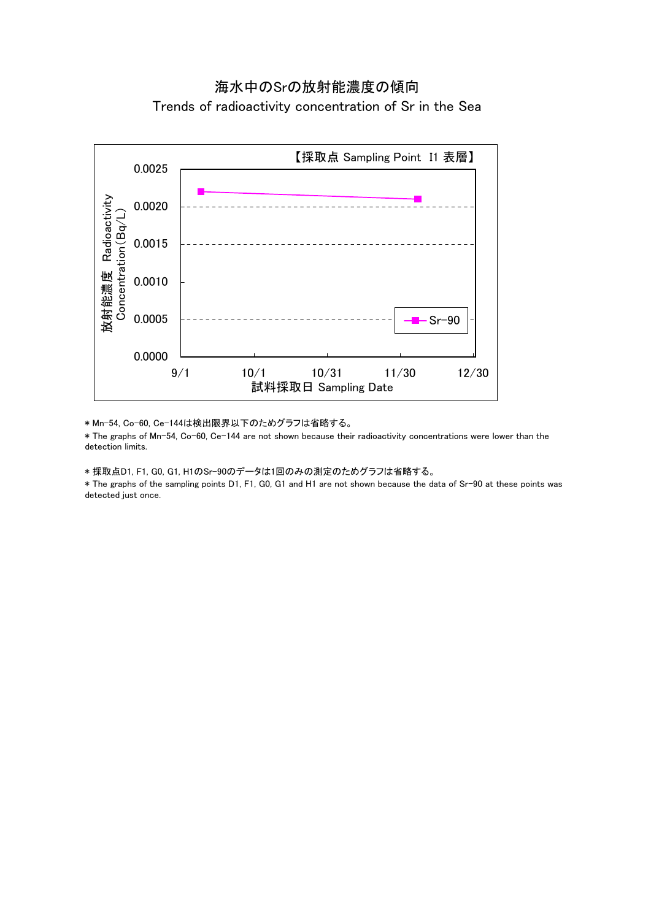# 海水中のSrの放射能濃度の傾向

## Trends of radioactivity concentration of Sr in the Sea

【採取点 Sampling Point I1 表層】

放射能濃度 Radioactivity Concentration(Bq/L)

0.0025
0.0020
0.0015
0.0010
0.0005
0.0000

9/1
10/1
10/31
11/30
12/30

試料採取日 Sampling Date

Sr-90

* Mn-54, Co-60, Ce-144は検出限界以下のためグラフは省略する。
* The graphs of Mn-54, Co-60, Ce-144 are not shown because their radioactivity concentrations were lower than the detection limits.

* 採取点D1, F1, G0, G1, H1のSr-90のデータは1回のみの測定のためグラフは省略する。
* The graphs of the sampling points D1, F1, G0, G1 and H1 are not shown because the data of Sr-90 at these points was detected just once.